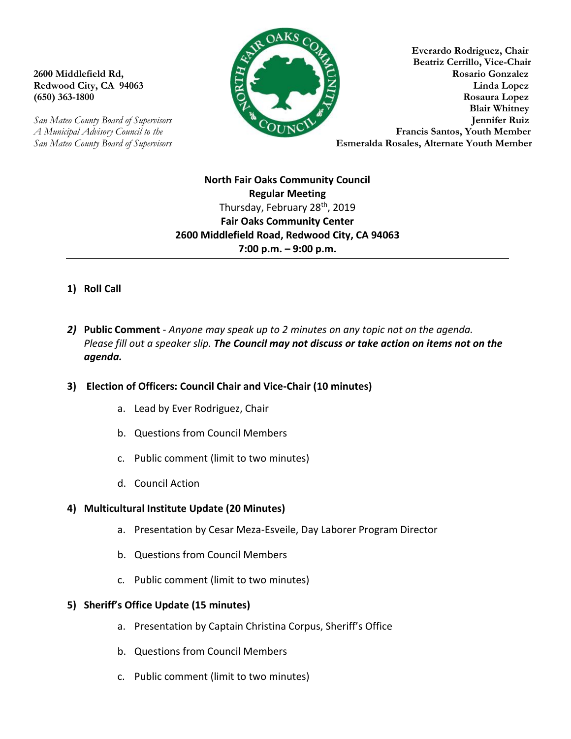2600 Middlefield Rd,
Redwood City, CA 94063
(650) 363-1800

*San Mateo County Board of Supervisors*
*A Municipal Advisory Council to the*
*San Mateo County Board of Supervisors*

**Everardo Rodriguez, Chair**
**Beatriz Cerrillo, Vice-Chair**
**Rosario Gonzalez**
**Linda Lopez**
**Rosaura Lopez**
**Blair Whitney**
**Jennifer Ruiz**
**Francis Santos, Youth Member**
**Esmeralda Rosales, Alternate Youth Member**

**North Fair Oaks Community Council**
**Regular Meeting**
Thursday, February 28th, 2019
**Fair Oaks Community Center**
**2600 Middlefield Road, Redwood City, CA 94063**
**7:00 p.m. – 9:00 p.m.**

---

1) **Roll Call**

2) **Public Comment** - *Anyone may speak up to 2 minutes on any topic not on the agenda. Please fill out a speaker slip.* ***The Council may not discuss or take action on items not on the agenda.***

3) **Election of Officers: Council Chair and Vice-Chair (10 minutes)**
   a. Lead by Ever Rodriguez, Chair
   b. Questions from Council Members
   c. Public comment (limit to two minutes)
   d. Council Action

4) **Multicultural Institute Update (20 Minutes)**
   a. Presentation by Cesar Meza-Esveile, Day Laborer Program Director
   b. Questions from Council Members
   c. Public comment (limit to two minutes)

5) **Sheriff's Office Update (15 minutes)**
   a. Presentation by Captain Christina Corpus, Sheriff's Office
   b. Questions from Council Members
   c. Public comment (limit to two minutes)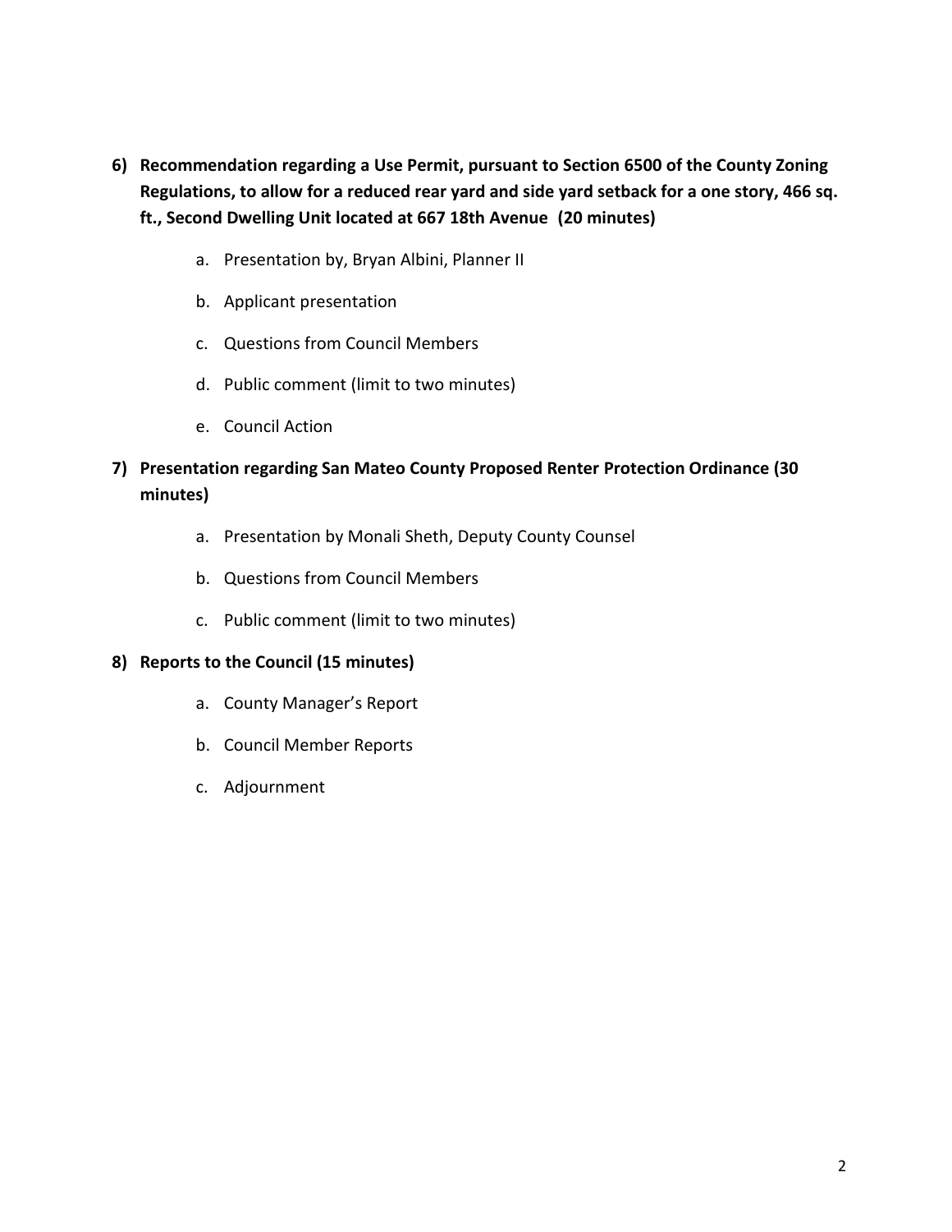6) **Recommendation regarding a Use Permit, pursuant to Section 6500 of the County Zoning Regulations, to allow for a reduced rear yard and side yard setback for a one story, 466 sq. ft., Second Dwelling Unit located at 667 18th Avenue (20 minutes)**

   a. Presentation by, Bryan Albini, Planner II

   b. Applicant presentation

   c. Questions from Council Members

   d. Public comment (limit to two minutes)

   e. Council Action

7) **Presentation regarding San Mateo County Proposed Renter Protection Ordinance (30 minutes)**

   a. Presentation by Monali Sheth, Deputy County Counsel

   b. Questions from Council Members

   c. Public comment (limit to two minutes)

8) **Reports to the Council (15 minutes)**

   a. County Manager's Report

   b. Council Member Reports

   c. Adjournment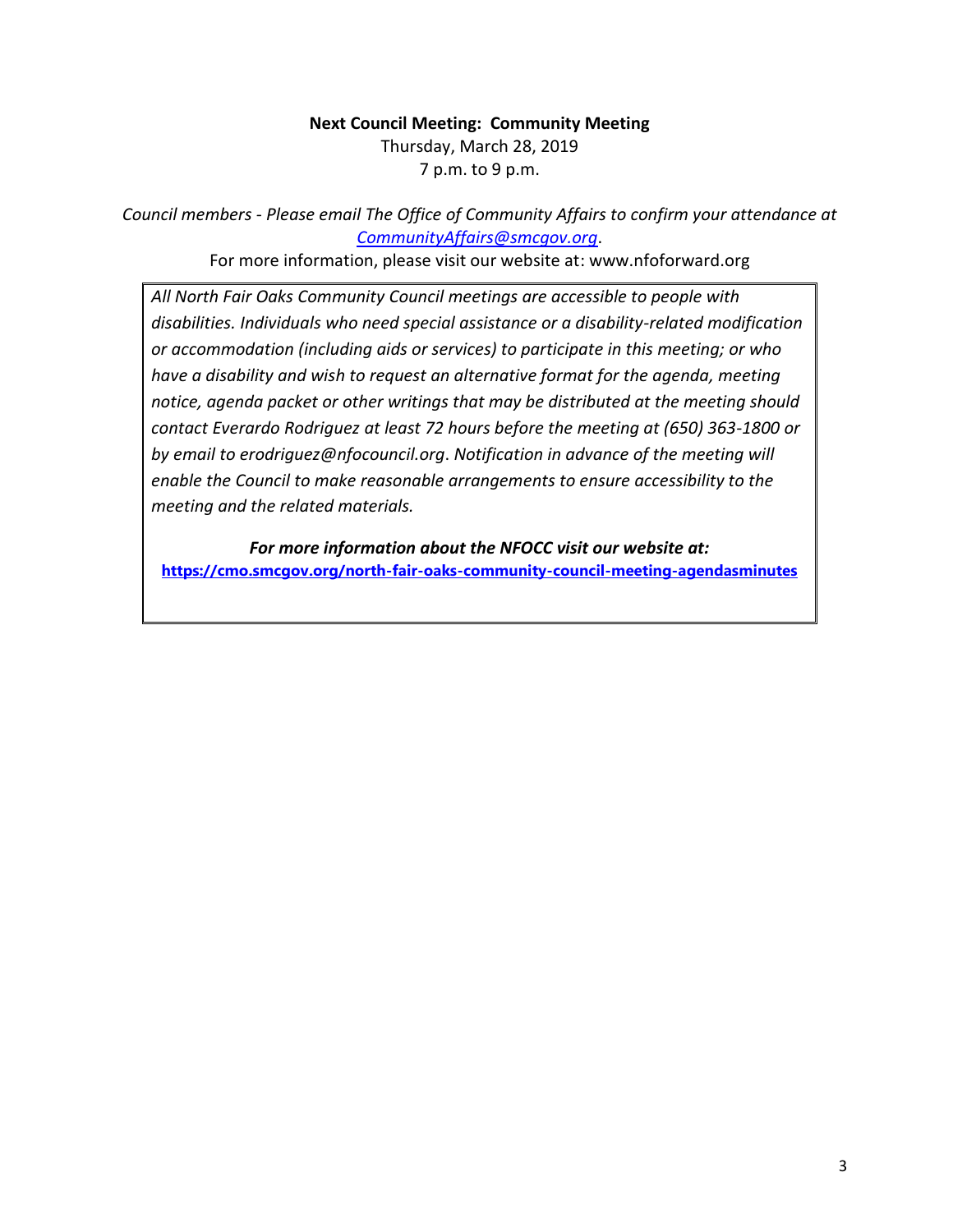**Next Council Meeting: Community Meeting**

Thursday, March 28, 2019

7 p.m. to 9 p.m.

*Council members - Please email The Office of Community Affairs to confirm your attendance at [CommunityAffairs@smcgov.org](mailto:CommunityAffairs@smcgov.org).*

For more information, please visit our website at: www.nfoforward.org

*All North Fair Oaks Community Council meetings are accessible to people with disabilities. Individuals who need special assistance or a disability-related modification or accommodation (including aids or services) to participate in this meeting; or who have a disability and wish to request an alternative format for the agenda, meeting notice, agenda packet or other writings that may be distributed at the meeting should contact Everardo Rodriguez at least 72 hours before the meeting at (650) 363-1800 or by email to erodriguez@nfocouncil.org. Notification in advance of the meeting will enable the Council to make reasonable arrangements to ensure accessibility to the meeting and the related materials.*

***For more information about the NFOCC visit our website at:***

**[https://cmo.smcgov.org/north-fair-oaks-community-council-meeting-agendasminutes](https://cmo.smcgov.org/north-fair-oaks-community-council-meeting-agendasminutes)**